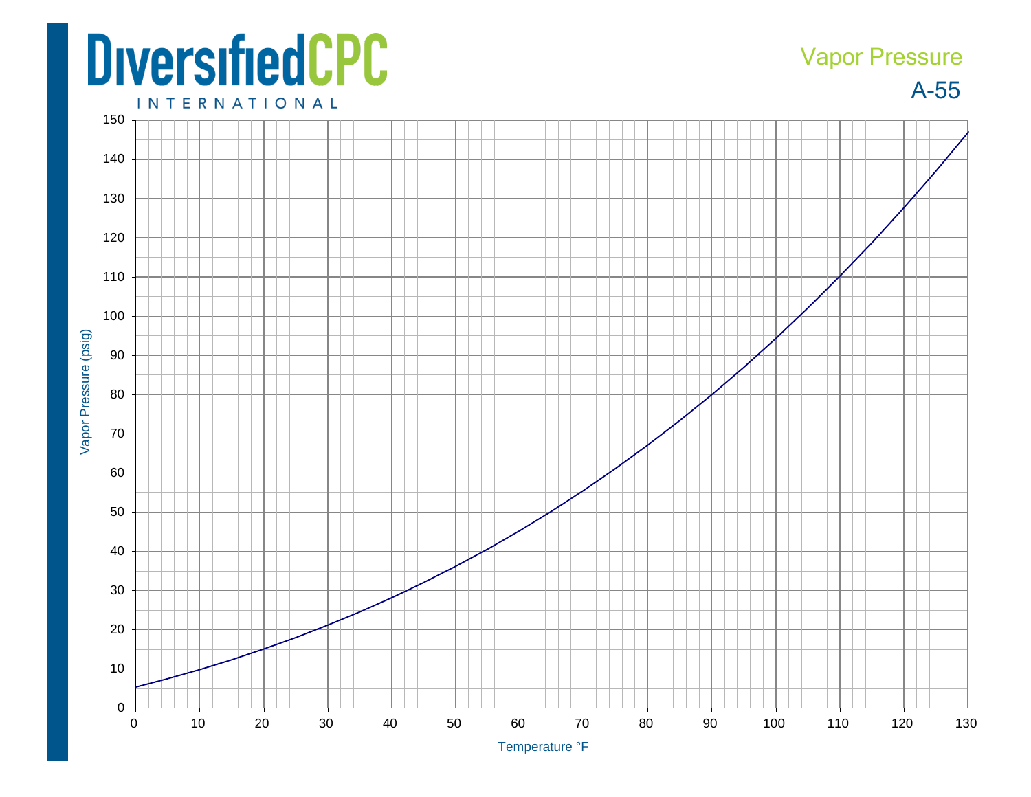# DiversifiedCPC INTERNATIONAL

## Vapor Pressure

## A-55

Vapor Pressure (psig)

150
140
130
120
110
100
90
80
70
60
50
40
30
20
10
0

0 10 20 30 40 50 60 70 80 90 100 110 120 130

Temperature °F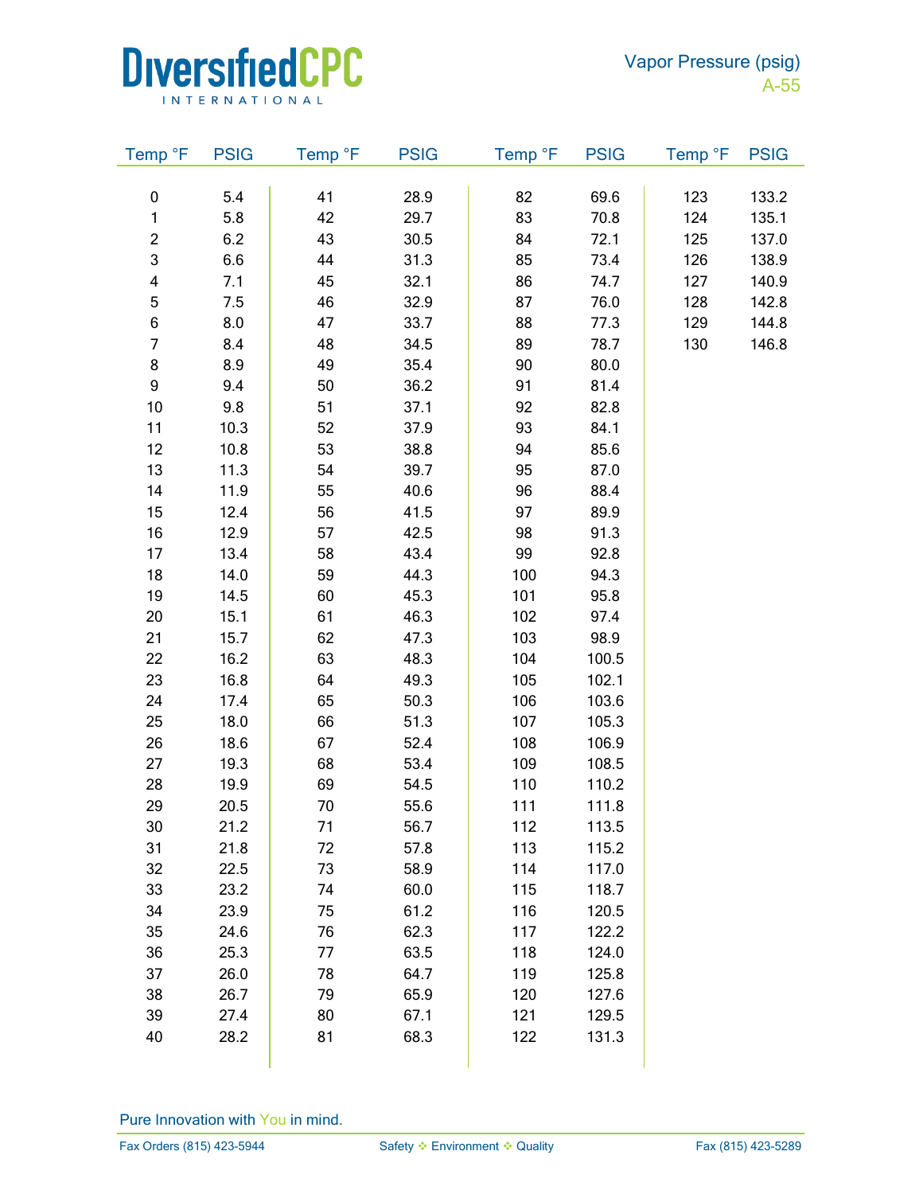DiversifiedCPC INTERNATIONAL

Vapor Pressure (psig)
A-55

| Temp °F | PSIG | Temp °F | PSIG | Temp °F | PSIG | Temp °F | PSIG |
|---|---|---|---|---|---|---|---|
| 0 | 5.4 | 41 | 28.9 | 82 | 69.6 | 123 | 133.2 |
| 1 | 5.8 | 42 | 29.7 | 83 | 70.8 | 124 | 135.1 |
| 2 | 6.2 | 43 | 30.5 | 84 | 72.1 | 125 | 137.0 |
| 3 | 6.6 | 44 | 31.3 | 85 | 73.4 | 126 | 138.9 |
| 4 | 7.1 | 45 | 32.1 | 86 | 74.7 | 127 | 140.9 |
| 5 | 7.5 | 46 | 32.9 | 87 | 76.0 | 128 | 142.8 |
| 6 | 8.0 | 47 | 33.7 | 88 | 77.3 | 129 | 144.8 |
| 7 | 8.4 | 48 | 34.5 | 89 | 78.7 | 130 | 146.8 |
| 8 | 8.9 | 49 | 35.4 | 90 | 80.0 | | |
| 9 | 9.4 | 50 | 36.2 | 91 | 81.4 | | |
| 10 | 9.8 | 51 | 37.1 | 92 | 82.8 | | |
| 11 | 10.3 | 52 | 37.9 | 93 | 84.1 | | |
| 12 | 10.8 | 53 | 38.8 | 94 | 85.6 | | |
| 13 | 11.3 | 54 | 39.7 | 95 | 87.0 | | |
| 14 | 11.9 | 55 | 40.6 | 96 | 88.4 | | |
| 15 | 12.4 | 56 | 41.5 | 97 | 89.9 | | |
| 16 | 12.9 | 57 | 42.5 | 98 | 91.3 | | |
| 17 | 13.4 | 58 | 43.4 | 99 | 92.8 | | |
| 18 | 14.0 | 59 | 44.3 | 100 | 94.3 | | |
| 19 | 14.5 | 60 | 45.3 | 101 | 95.8 | | |
| 20 | 15.1 | 61 | 46.3 | 102 | 97.4 | | |
| 21 | 15.7 | 62 | 47.3 | 103 | 98.9 | | |
| 22 | 16.2 | 63 | 48.3 | 104 | 100.5 | | |
| 23 | 16.8 | 64 | 49.3 | 105 | 102.1 | | |
| 24 | 17.4 | 65 | 50.3 | 106 | 103.6 | | |
| 25 | 18.0 | 66 | 51.3 | 107 | 105.3 | | |
| 26 | 18.6 | 67 | 52.4 | 108 | 106.9 | | |
| 27 | 19.3 | 68 | 53.4 | 109 | 108.5 | | |
| 28 | 19.9 | 69 | 54.5 | 110 | 110.2 | | |
| 29 | 20.5 | 70 | 55.6 | 111 | 111.8 | | |
| 30 | 21.2 | 71 | 56.7 | 112 | 113.5 | | |
| 31 | 21.8 | 72 | 57.8 | 113 | 115.2 | | |
| 32 | 22.5 | 73 | 58.9 | 114 | 117.0 | | |
| 33 | 23.2 | 74 | 60.0 | 115 | 118.7 | | |
| 34 | 23.9 | 75 | 61.2 | 116 | 120.5 | | |
| 35 | 24.6 | 76 | 62.3 | 117 | 122.2 | | |
| 36 | 25.3 | 77 | 63.5 | 118 | 124.0 | | |
| 37 | 26.0 | 78 | 64.7 | 119 | 125.8 | | |
| 38 | 26.7 | 79 | 65.9 | 120 | 127.6 | | |
| 39 | 27.4 | 80 | 67.1 | 121 | 129.5 | | |
| 40 | 28.2 | 81 | 68.3 | 122 | 131.3 | | |

Pure Innovation with You in mind.

Fax Orders (815) 423-5944 | Safety ❖ Environment ❖ Quality | Fax (815) 423-5289